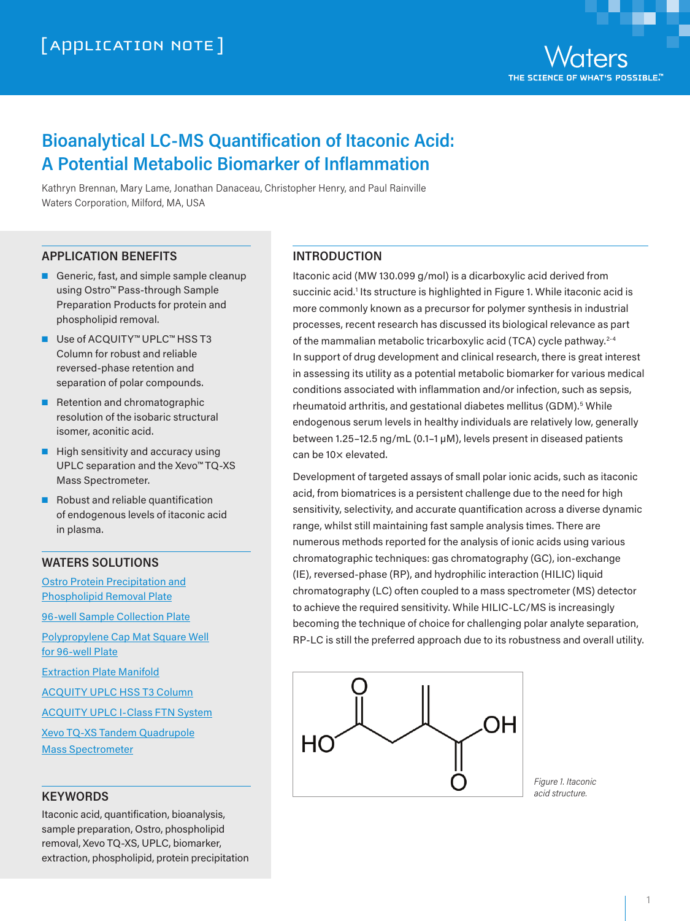[APPLICATION NOTE]

# Bioanalytical LC-MS Quantification of Itaconic Acid: A Potential Metabolic Biomarker of Inflammation

Kathryn Brennan, Mary Lame, Jonathan Danaceau, Christopher Henry, and Paul Rainville
Waters Corporation, Milford, MA, USA

## APPLICATION BENEFITS

- Generic, fast, and simple sample cleanup using Ostro™ Pass-through Sample Preparation Products for protein and phospholipid removal.
- Use of ACQUITY™ UPLC™ HSS T3 Column for robust and reliable reversed-phase retention and separation of polar compounds.
- Retention and chromatographic resolution of the isobaric structural isomer, aconitic acid.
- High sensitivity and accuracy using UPLC separation and the Xevo™ TQ-XS Mass Spectrometer.
- Robust and reliable quantification of endogenous levels of itaconic acid in plasma.

## WATERS SOLUTIONS

Ostro Protein Precipitation and Phospholipid Removal Plate

96-well Sample Collection Plate

Polypropylene Cap Mat Square Well for 96-well Plate

Extraction Plate Manifold

ACQUITY UPLC HSS T3 Column

ACQUITY UPLC I-Class FTN System

Xevo TQ-XS Tandem Quadrupole Mass Spectrometer

## KEYWORDS

Itaconic acid, quantification, bioanalysis, sample preparation, Ostro, phospholipid removal, Xevo TQ-XS, UPLC, biomarker, extraction, phospholipid, protein precipitation

## INTRODUCTION

Itaconic acid (MW 130.099 g/mol) is a dicarboxylic acid derived from succinic acid.[1] Its structure is highlighted in Figure 1. While itaconic acid is more commonly known as a precursor for polymer synthesis in industrial processes, recent research has discussed its biological relevance as part of the mammalian metabolic tricarboxylic acid (TCA) cycle pathway.[2-4] In support of drug development and clinical research, there is great interest in assessing its utility as a potential metabolic biomarker for various medical conditions associated with inflammation and/or infection, such as sepsis, rheumatoid arthritis, and gestational diabetes mellitus (GDM).[5] While endogenous serum levels in healthy individuals are relatively low, generally between 1.25–12.5 ng/mL (0.1–1 µM), levels present in diseased patients can be 10× elevated.

Development of targeted assays of small polar ionic acids, such as itaconic acid, from biomatrices is a persistent challenge due to the need for high sensitivity, selectivity, and accurate quantification across a diverse dynamic range, whilst still maintaining fast sample analysis times. There are numerous methods reported for the analysis of ionic acids using various chromatographic techniques: gas chromatography (GC), ion-exchange (IE), reversed-phase (RP), and hydrophilic interaction (HILIC) liquid chromatography (LC) often coupled to a mass spectrometer (MS) detector to achieve the required sensitivity. While HILIC-LC/MS is increasingly becoming the technique of choice for challenging polar analyte separation, RP-LC is still the preferred approach due to its robustness and overall utility.

*Figure 1. Itaconic acid structure.*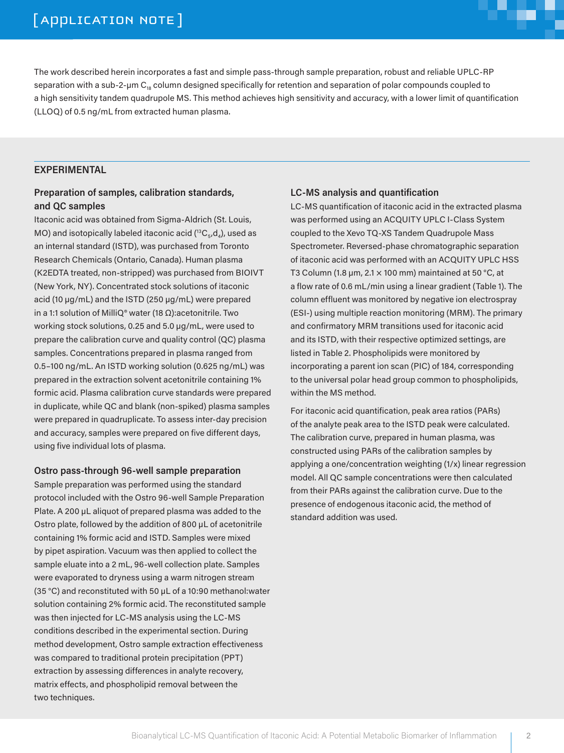The work described herein incorporates a fast and simple pass-through sample preparation, robust and reliable UPLC-RP separation with a sub-2-µm $C_{18}$ column designed specifically for retention and separation of polar compounds coupled to a high sensitivity tandem quadrupole MS. This method achieves high sensitivity and accuracy, with a lower limit of quantification (LLOQ) of 0.5 ng/mL from extracted human plasma.

## EXPERIMENTAL

### Preparation of samples, calibration standards, and QC samples

Itaconic acid was obtained from Sigma-Aldrich (St. Louis, MO) and isotopically labeled itaconic acid ($^{13}C_5$,$d_4$), used as an internal standard (ISTD), was purchased from Toronto Research Chemicals (Ontario, Canada). Human plasma (K2EDTA treated, non-stripped) was purchased from BIOIVT (New York, NY). Concentrated stock solutions of itaconic acid (10 µg/mL) and the ISTD (250 µg/mL) were prepared in a 1:1 solution of MilliQ® water (18 Ω):acetonitrile. Two working stock solutions, 0.25 and 5.0 µg/mL, were used to prepare the calibration curve and quality control (QC) plasma samples. Concentrations prepared in plasma ranged from 0.5–100 ng/mL. An ISTD working solution (0.625 ng/mL) was prepared in the extraction solvent acetonitrile containing 1% formic acid. Plasma calibration curve standards were prepared in duplicate, while QC and blank (non-spiked) plasma samples were prepared in quadruplicate. To assess inter-day precision and accuracy, samples were prepared on five different days, using five individual lots of plasma.

### Ostro pass-through 96-well sample preparation

Sample preparation was performed using the standard protocol included with the Ostro 96-well Sample Preparation Plate. A 200 µL aliquot of prepared plasma was added to the Ostro plate, followed by the addition of 800 µL of acetonitrile containing 1% formic acid and ISTD. Samples were mixed by pipet aspiration. Vacuum was then applied to collect the sample eluate into a 2 mL, 96-well collection plate. Samples were evaporated to dryness using a warm nitrogen stream (35 °C) and reconstituted with 50 µL of a 10:90 methanol:water solution containing 2% formic acid. The reconstituted sample was then injected for LC-MS analysis using the LC-MS conditions described in the experimental section. During method development, Ostro sample extraction effectiveness was compared to traditional protein precipitation (PPT) extraction by assessing differences in analyte recovery, matrix effects, and phospholipid removal between the two techniques.

### LC-MS analysis and quantification

LC-MS quantification of itaconic acid in the extracted plasma was performed using an ACQUITY UPLC I-Class System coupled to the Xevo TQ-XS Tandem Quadrupole Mass Spectrometer. Reversed-phase chromatographic separation of itaconic acid was performed with an ACQUITY UPLC HSS T3 Column (1.8 µm, 2.1 × 100 mm) maintained at 50 °C, at a flow rate of 0.6 mL/min using a linear gradient (Table 1). The column effluent was monitored by negative ion electrospray (ESI-) using multiple reaction monitoring (MRM). The primary and confirmatory MRM transitions used for itaconic acid and its ISTD, with their respective optimized settings, are listed in Table 2. Phospholipids were monitored by incorporating a parent ion scan (PIC) of 184, corresponding to the universal polar head group common to phospholipids, within the MS method.

For itaconic acid quantification, peak area ratios (PARs) of the analyte peak area to the ISTD peak were calculated. The calibration curve, prepared in human plasma, was constructed using PARs of the calibration samples by applying a one/concentration weighting (1/x) linear regression model. All QC sample concentrations were then calculated from their PARs against the calibration curve. Due to the presence of endogenous itaconic acid, the method of standard addition was used.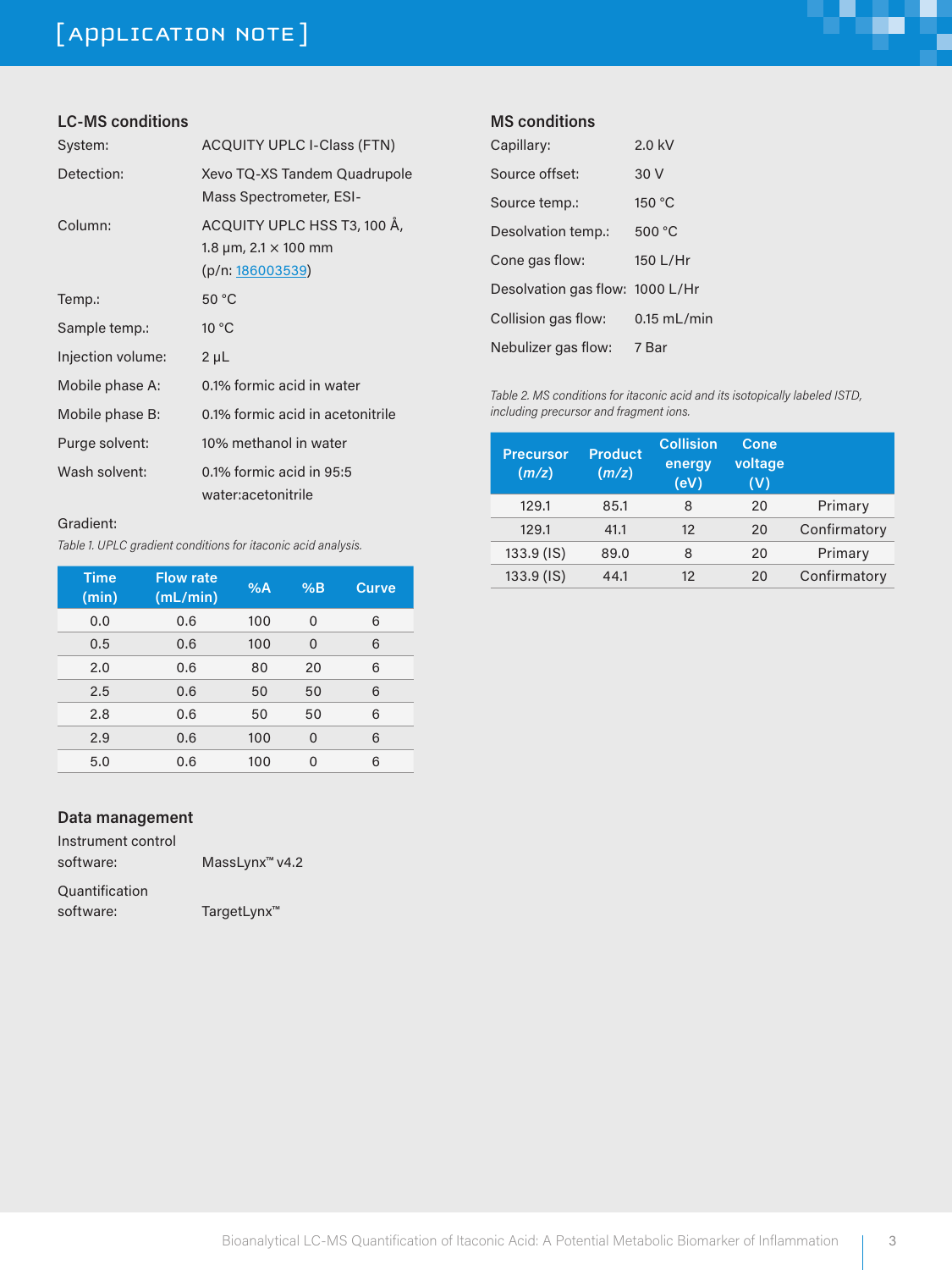### LC-MS conditions

| | |
|---|---|
| System: | ACQUITY UPLC I-Class (FTN) |
| Detection: | Xevo TQ-XS Tandem Quadrupole Mass Spectrometer, ESI- |
| Column: | ACQUITY UPLC HSS T3, 100 Å, 1.8 µm, 2.1 × 100 mm (p/n: 186003539) |
| Temp.: | 50 °C |
| Sample temp.: | 10 °C |
| Injection volume: | 2 µL |
| Mobile phase A: | 0.1% formic acid in water |
| Mobile phase B: | 0.1% formic acid in acetonitrile |
| Purge solvent: | 10% methanol in water |
| Wash solvent: | 0.1% formic acid in 95:5 water:acetonitrile |

Gradient:

*Table 1. UPLC gradient conditions for itaconic acid analysis.*

| Time (min) | Flow rate (mL/min) | %A | %B | Curve |
|---|---|---|---|---|
| 0.0 | 0.6 | 100 | 0 | 6 |
| 0.5 | 0.6 | 100 | 0 | 6 |
| 2.0 | 0.6 | 80 | 20 | 6 |
| 2.5 | 0.6 | 50 | 50 | 6 |
| 2.8 | 0.6 | 50 | 50 | 6 |
| 2.9 | 0.6 | 100 | 0 | 6 |
| 5.0 | 0.6 | 100 | 0 | 6 |

### Data management

| | |
|---|---|
| Instrument control software: | MassLynx™ v4.2 |
| Quantification software: | TargetLynx™ |

### MS conditions

| | |
|---|---|
| Capillary: | 2.0 kV |
| Source offset: | 30 V |
| Source temp.: | 150 °C |
| Desolvation temp.: | 500 °C |
| Cone gas flow: | 150 L/Hr |
| Desolvation gas flow: | 1000 L/Hr |
| Collision gas flow: | 0.15 mL/min |
| Nebulizer gas flow: | 7 Bar |

*Table 2. MS conditions for itaconic acid and its isotopically labeled ISTD, including precursor and fragment ions.*

| Precursor (*m/z*) | Product (*m/z*) | Collision energy (eV) | Cone voltage (V) | |
|---|---|---|---|---|
| 129.1 | 85.1 | 8 | 20 | Primary |
| 129.1 | 41.1 | 12 | 20 | Confirmatory |
| 133.9 (IS) | 89.0 | 8 | 20 | Primary |
| 133.9 (IS) | 44.1 | 12 | 20 | Confirmatory |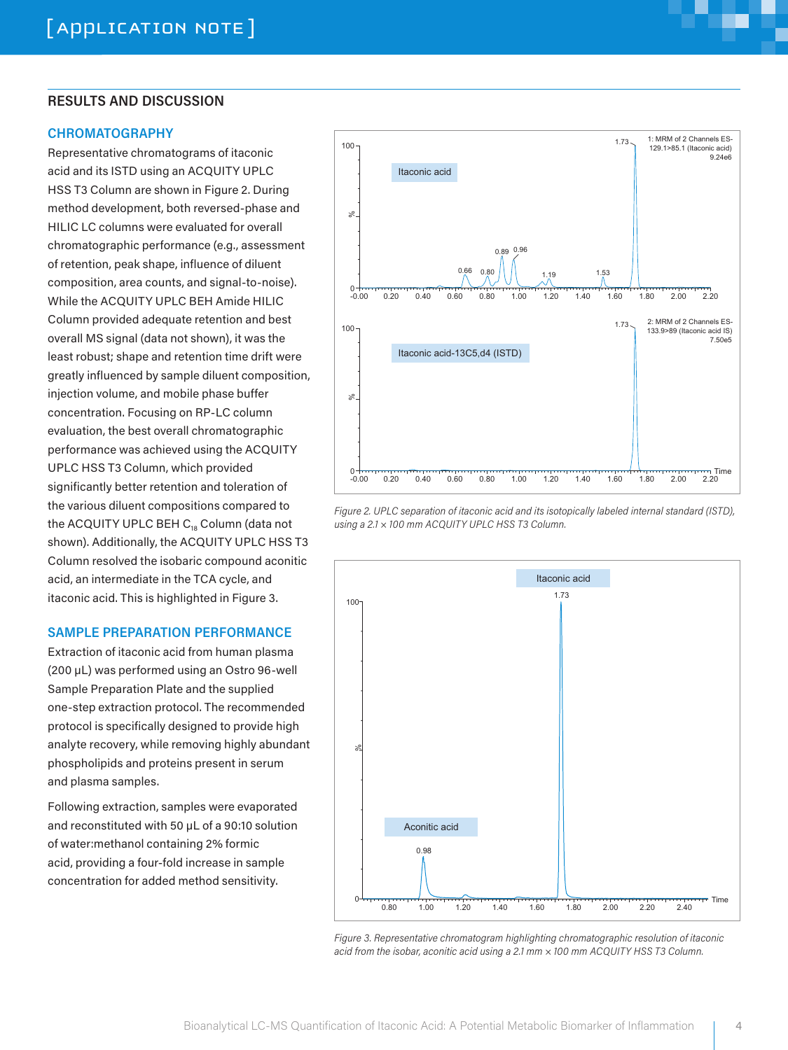## RESULTS AND DISCUSSION

### CHROMATOGRAPHY

Representative chromatograms of itaconic acid and its ISTD using an ACQUITY UPLC HSS T3 Column are shown in Figure 2. During method development, both reversed-phase and HILIC LC columns were evaluated for overall chromatographic performance (e.g., assessment of retention, peak shape, influence of diluent composition, area counts, and signal-to-noise). While the ACQUITY UPLC BEH Amide HILIC Column provided adequate retention and best overall MS signal (data not shown), it was the least robust; shape and retention time drift were greatly influenced by sample diluent composition, injection volume, and mobile phase buffer concentration. Focusing on RP-LC column evaluation, the best overall chromatographic performance was achieved using the ACQUITY UPLC HSS T3 Column, which provided significantly better retention and toleration of the various diluent compositions compared to the ACQUITY UPLC BEH $C_{18}$ Column (data not shown). Additionally, the ACQUITY UPLC HSS T3 Column resolved the isobaric compound aconitic acid, an intermediate in the TCA cycle, and itaconic acid. This is highlighted in Figure 3.

### SAMPLE PREPARATION PERFORMANCE

Extraction of itaconic acid from human plasma (200 µL) was performed using an Ostro 96-well Sample Preparation Plate and the supplied one-step extraction protocol. The recommended protocol is specifically designed to provide high analyte recovery, while removing highly abundant phospholipids and proteins present in serum and plasma samples.

Following extraction, samples were evaporated and reconstituted with 50 µL of a 90:10 solution of water:methanol containing 2% formic acid, providing a four-fold increase in sample concentration for added method sensitivity.

*Figure 2. UPLC separation of itaconic acid and its isotopically labeled internal standard (ISTD), using a 2.1 × 100 mm ACQUITY UPLC HSS T3 Column.*

*Figure 3. Representative chromatogram highlighting chromatographic resolution of itaconic acid from the isobar, aconitic acid using a 2.1 mm × 100 mm ACQUITY HSS T3 Column.*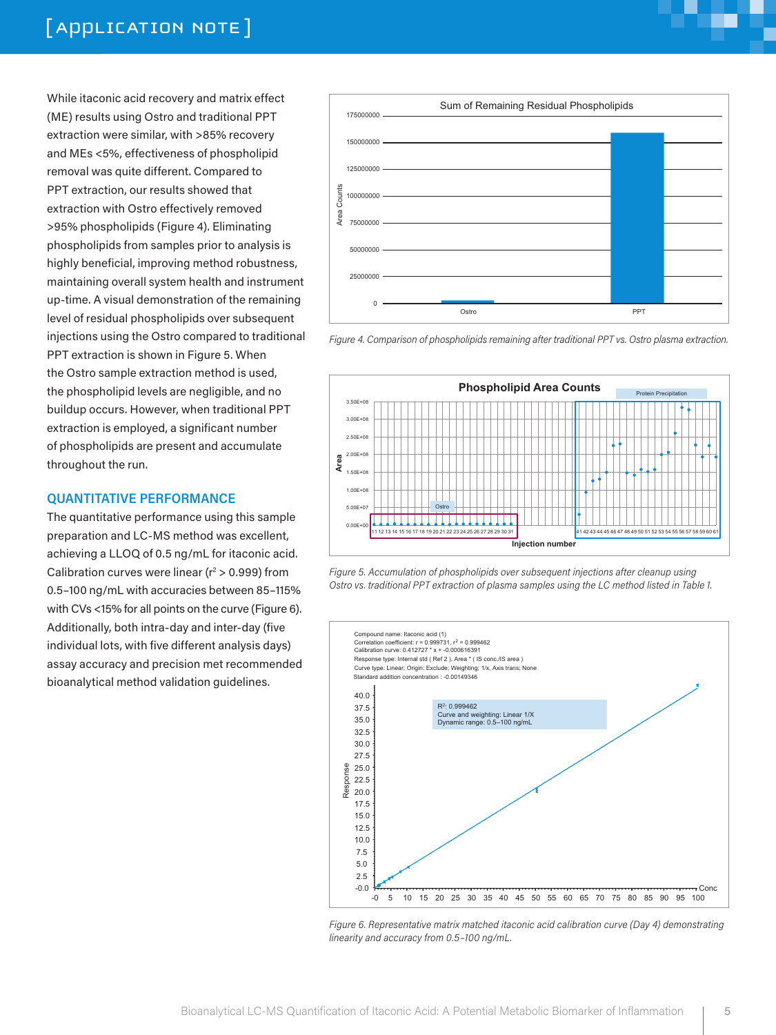While itaconic acid recovery and matrix effect (ME) results using Ostro and traditional PPT extraction were similar, with >85% recovery and MEs <5%, effectiveness of phospholipid removal was quite different. Compared to PPT extraction, our results showed that extraction with Ostro effectively removed >95% phospholipids (Figure 4). Eliminating phospholipids from samples prior to analysis is highly beneficial, improving method robustness, maintaining overall system health and instrument up-time. A visual demonstration of the remaining level of residual phospholipids over subsequent injections using the Ostro compared to traditional PPT extraction is shown in Figure 5. When the Ostro sample extraction method is used, the phospholipid levels are negligible, and no buildup occurs. However, when traditional PPT extraction is employed, a significant number of phospholipids are present and accumulate throughout the run.

## QUANTITATIVE PERFORMANCE

The quantitative performance using this sample preparation and LC-MS method was excellent, achieving a LLOQ of 0.5 ng/mL for itaconic acid. Calibration curves were linear ($r^2$ > 0.999) from 0.5–100 ng/mL with accuracies between 85–115% with CVs <15% for all points on the curve (Figure 6). Additionally, both intra-day and inter-day (five individual lots, with five different analysis days) assay accuracy and precision met recommended bioanalytical method validation guidelines.

*Figure 4. Comparison of phospholipids remaining after traditional PPT vs. Ostro plasma extraction.*

*Figure 5. Accumulation of phospholipids over subsequent injections after cleanup using Ostro vs. traditional PPT extraction of plasma samples using the LC method listed in Table 1.*

*Figure 6. Representative matrix matched itaconic acid calibration curve (Day 4) demonstrating linearity and accuracy from 0.5–100 ng/mL.*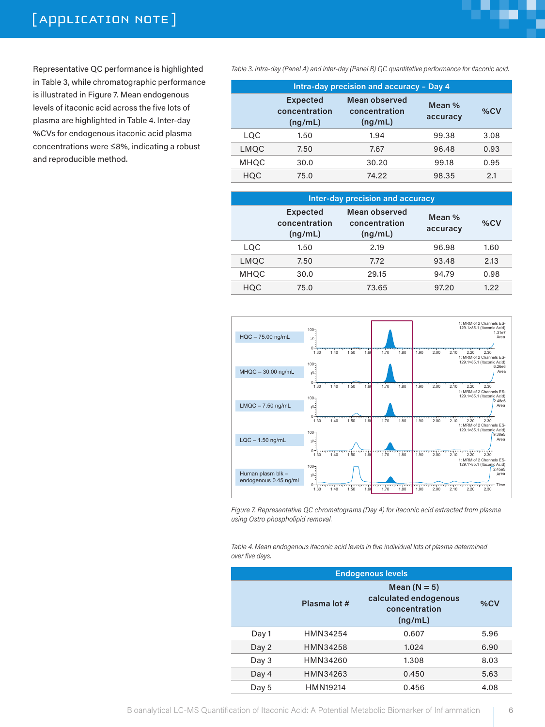Representative QC performance is highlighted in Table 3, while chromatographic performance is illustrated in Figure 7. Mean endogenous levels of itaconic acid across the five lots of plasma are highlighted in Table 4. Inter-day %CVs for endogenous itaconic acid plasma concentrations were ≤8%, indicating a robust and reproducible method.

*Table 3. Intra-day (Panel A) and inter-day (Panel B) QC quantitative performance for itaconic acid.*

**Intra-day precision and accuracy – Day 4**

| | Expected concentration (ng/mL) | Mean observed concentration (ng/mL) | Mean % accuracy | %CV |
|---|---|---|---|---|
| LQC | 1.50 | 1.94 | 99.38 | 3.08 |
| LMQC | 7.50 | 7.67 | 96.48 | 0.93 |
| MHQC | 30.0 | 30.20 | 99.18 | 0.95 |
| HQC | 75.0 | 74.22 | 98.35 | 2.1 |

**Inter-day precision and accuracy**

| | Expected concentration (ng/mL) | Mean observed concentration (ng/mL) | Mean % accuracy | %CV |
|---|---|---|---|---|
| LQC | 1.50 | 2.19 | 96.98 | 1.60 |
| LMQC | 7.50 | 7.72 | 93.48 | 2.13 |
| MHQC | 30.0 | 29.15 | 94.79 | 0.98 |
| HQC | 75.0 | 73.65 | 97.20 | 1.22 |

*Figure 7. Representative QC chromatograms (Day 4) for itaconic acid extracted from plasma using Ostro phospholipid removal.*

*Table 4. Mean endogenous itaconic acid levels in five individual lots of plasma determined over five days.*

**Endogenous levels**

| | Plasma lot # | Mean (N = 5) calculated endogenous concentration (ng/mL) | %CV |
|---|---|---|---|
| Day 1 | HMN34254 | 0.607 | 5.96 |
| Day 2 | HMN34258 | 1.024 | 6.90 |
| Day 3 | HMN34260 | 1.308 | 8.03 |
| Day 4 | HMN34263 | 0.450 | 5.63 |
| Day 5 | HMN19214 | 0.456 | 4.08 |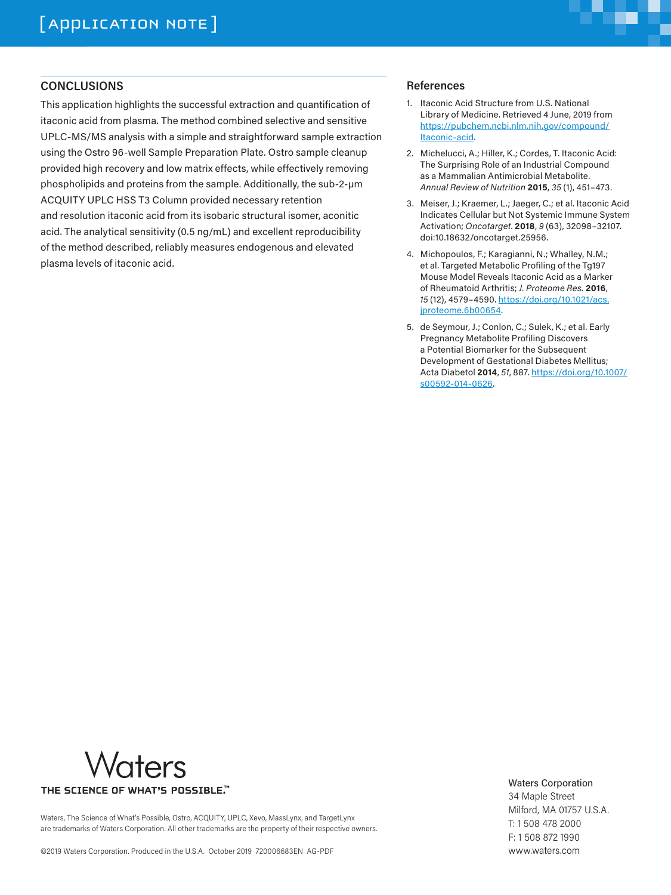## CONCLUSIONS

This application highlights the successful extraction and quantification of itaconic acid from plasma. The method combined selective and sensitive UPLC-MS/MS analysis with a simple and straightforward sample extraction using the Ostro 96-well Sample Preparation Plate. Ostro sample cleanup provided high recovery and low matrix effects, while effectively removing phospholipids and proteins from the sample. Additionally, the sub-2-µm ACQUITY UPLC HSS T3 Column provided necessary retention and resolution itaconic acid from its isobaric structural isomer, aconitic acid. The analytical sensitivity (0.5 ng/mL) and excellent reproducibility of the method described, reliably measures endogenous and elevated plasma levels of itaconic acid.

## References

1. Itaconic Acid Structure from U.S. National Library of Medicine. Retrieved 4 June, 2019 from https://pubchem.ncbi.nlm.nih.gov/compound/Itaconic-acid.
2. Michelucci, A.; Hiller, K.; Cordes, T. Itaconic Acid: The Surprising Role of an Industrial Compound as a Mammalian Antimicrobial Metabolite. *Annual Review of Nutrition* **2015**, *35* (1), 451–473.
3. Meiser, J.; Kraemer, L.; Jaeger, C.; et al. Itaconic Acid Indicates Cellular but Not Systemic Immune System Activation; *Oncotarget*. **2018**, *9* (63), 32098–32107. doi:10.18632/oncotarget.25956.
4. Michopoulos, F.; Karagianni, N.; Whalley, N.M.; et al. Targeted Metabolic Profiling of the Tg197 Mouse Model Reveals Itaconic Acid as a Marker of Rheumatoid Arthritis; *J. Proteome Res.* **2016**, *15* (12), 4579–4590. https://doi.org/10.1021/acs.jproteome.6b00654.
5. de Seymour, J.; Conlon, C.; Sulek, K.; et al. Early Pregnancy Metabolite Profiling Discovers a Potential Biomarker for the Subsequent Development of Gestational Diabetes Mellitus; Acta Diabetol **2014**, *51*, 887. https://doi.org/10.1007/s00592-014-0626.

Waters

THE SCIENCE OF WHAT'S POSSIBLE.™

Waters, The Science of What's Possible, Ostro, ACQUITY, UPLC, Xevo, MassLynx, and TargetLynx are trademarks of Waters Corporation. All other trademarks are the property of their respective owners.

©2019 Waters Corporation. Produced in the U.S.A. October 2019 720006683EN AG-PDF

Waters Corporation
34 Maple Street
Milford, MA 01757 U.S.A.
T: 1 508 478 2000
F: 1 508 872 1990
www.waters.com